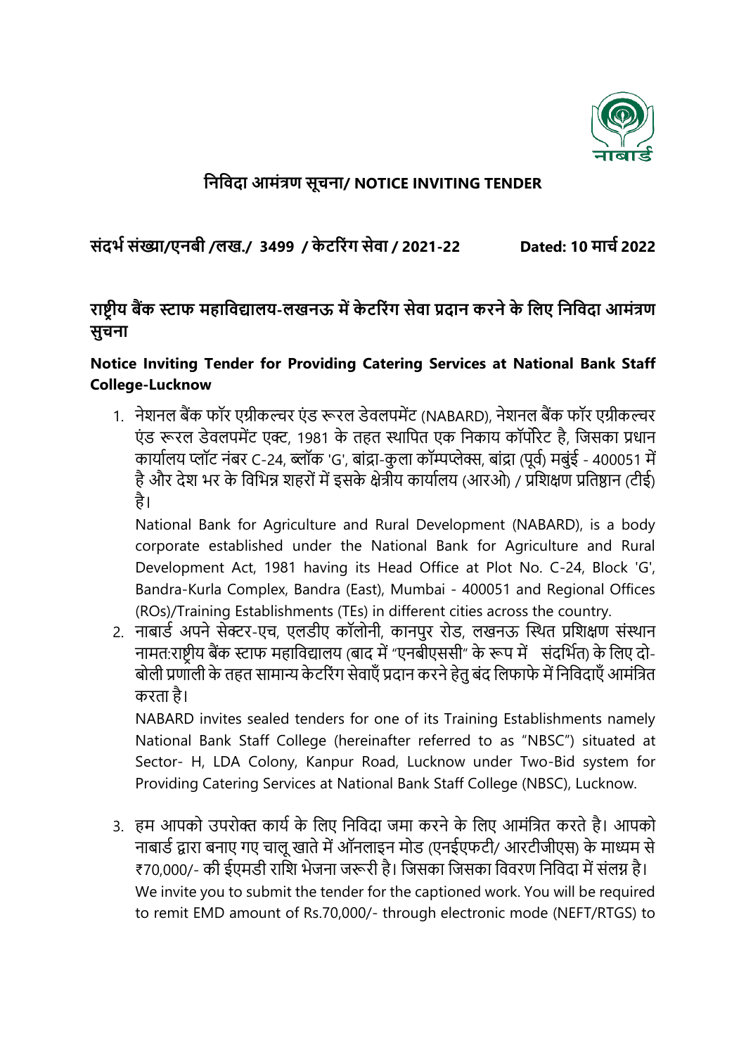# निविदा आमंत्रण सूचना/ NOTICE INVITING TENDER

**संदर्भ संख्या/एनबी /लख./ 3499 / केटरिंग सेवा / 2021-22** **Dated: 10 मार्च 2022**

## राष्ट्रीय बैंक स्टाफ महाविद्यालय-लखनऊ में केटरिंग सेवा प्रदान करने के लिए निविदा आमंत्रण सुचना

### Notice Inviting Tender for Providing Catering Services at National Bank Staff College-Lucknow

1. नेशनल बैंक फॉर एग्रीकल्चर एंड रूरल डेवलपमेंट (NABARD), नेशनल बैंक फॉर एग्रीकल्चर एंड रूरल डेवलपमेंट एक्ट, 1981 के तहत स्थापित एक निकाय कॉर्पोरेट है, जिसका प्रधान कार्यालय प्लॉट नंबर C-24, ब्लॉक 'G', बांद्रा-कुला कॉम्पप्लेक्स, बांद्रा (पूर्व) मबुंई - 400051 में है और देश भर के विभिन्न शहरों में इसके क्षेत्रीय कार्यालय (आरओ) / प्रशिक्षण प्रतिष्ठान (टीई) है।

   National Bank for Agriculture and Rural Development (NABARD), is a body corporate established under the National Bank for Agriculture and Rural Development Act, 1981 having its Head Office at Plot No. C-24, Block 'G', Bandra-Kurla Complex, Bandra (East), Mumbai - 400051 and Regional Offices (ROs)/Training Establishments (TEs) in different cities across the country.

2. नाबार्ड अपने सेक्टर-एच, एलडीए कॉलोनी, कानपुर रोड, लखनऊ स्थित प्रशिक्षण संस्थान नामत:राष्ट्रीय बैंक स्टाफ महाविद्यालय (बाद में "एनबीएससी" के रूप में संदर्भित) के लिए दो-बोली प्रणाली के तहत सामान्य केटरिंग सेवाएँ प्रदान करने हेतु बंद लिफाफे में निविदाएँ आमंत्रित करता है।

   NABARD invites sealed tenders for one of its Training Establishments namely National Bank Staff College (hereinafter referred to as "NBSC") situated at Sector- H, LDA Colony, Kanpur Road, Lucknow under Two-Bid system for Providing Catering Services at National Bank Staff College (NBSC), Lucknow.

3. हम आपको उपरोक्त कार्य के लिए निविदा जमा करने के लिए आमंत्रित करते है। आपको नाबार्ड द्वारा बनाए गए चालू खाते में ऑनलाइन मोड (एनईएफटी/ आरटीजीएस) के माध्यम से ₹70,000/- की ईएमडी राशि भेजना जरूरी है। जिसका जिसका विवरण निविदा में संलग्न है।

   We invite you to submit the tender for the captioned work. You will be required to remit EMD amount of Rs.70,000/- through electronic mode (NEFT/RTGS) to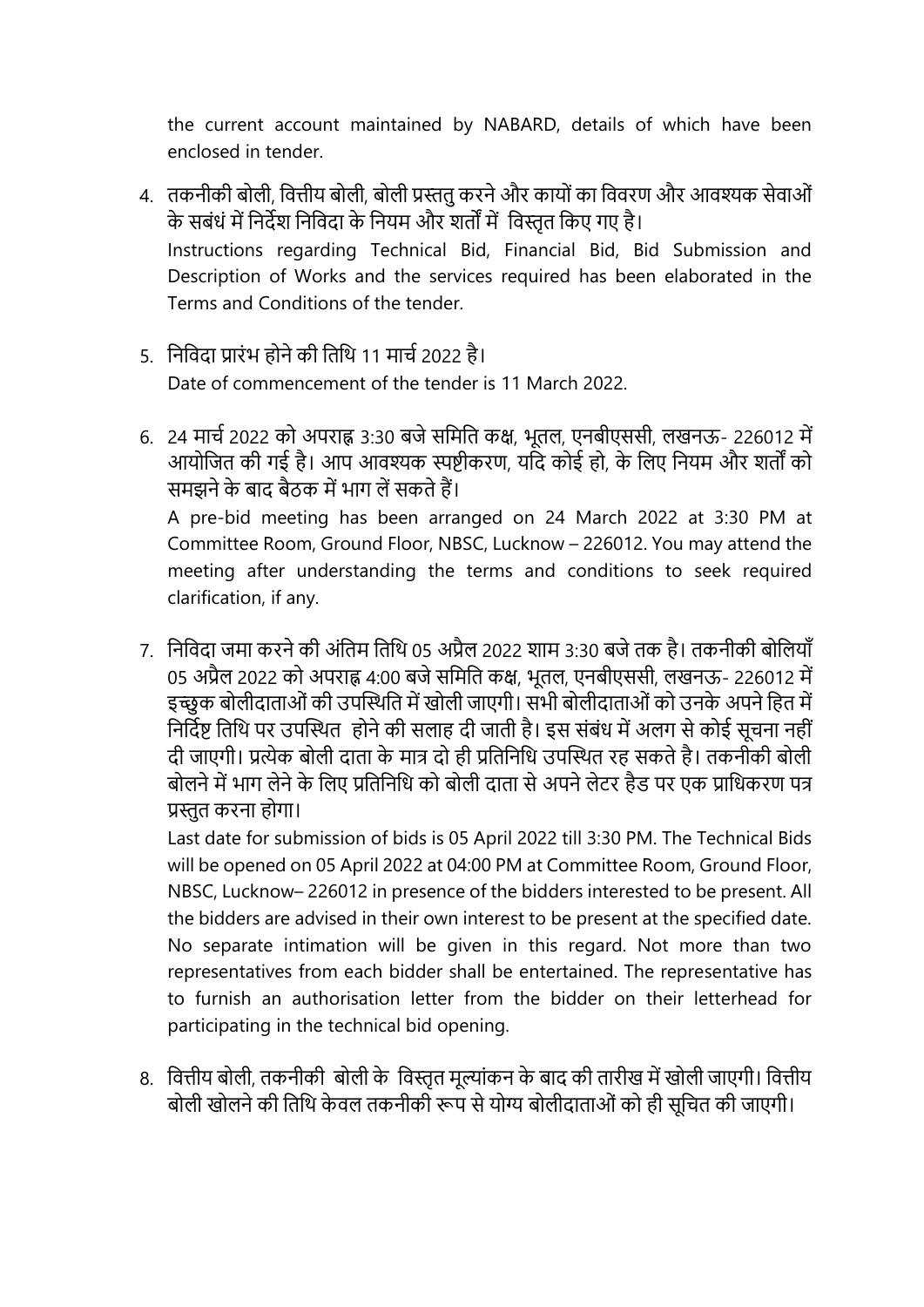the current account maintained by NABARD, details of which have been enclosed in tender.

4. तकनीकी बोली, वित्तीय बोली, बोली प्रस्ततु करने और कार्यों का विवरण और आवश्यक सेवाओं के सबंधं में निर्देश निविदा के नियम और शर्तों में विस्तृत किए गए है।
   Instructions regarding Technical Bid, Financial Bid, Bid Submission and Description of Works and the services required has been elaborated in the Terms and Conditions of the tender.

5. निविदा प्रारंभ होने की तिथि 11 मार्च 2022 है।
   Date of commencement of the tender is 11 March 2022.

6. 24 मार्च 2022 को अपराह्न 3:30 बजे समिति कक्ष, भूतल, एनबीएससी, लखनऊ- 226012 में आयोजित की गई है। आप आवश्यक स्पष्टीकरण, यदि कोई हो, के लिए नियम और शर्तों को समझने के बाद बैठक में भाग लें सकते हैं।
   A pre-bid meeting has been arranged on 24 March 2022 at 3:30 PM at Committee Room, Ground Floor, NBSC, Lucknow – 226012. You may attend the meeting after understanding the terms and conditions to seek required clarification, if any.

7. निविदा जमा करने की अंतिम तिथि 05 अप्रैल 2022 शाम 3:30 बजे तक है। तकनीकी बोलियाँ 05 अप्रैल 2022 को अपराह्न 4:00 बजे समिति कक्ष, भूतल, एनबीएससी, लखनऊ- 226012 में इच्छुक बोलीदाताओं की उपस्थिति में खोली जाएगी। सभी बोलीदाताओं को उनके अपने हित में निर्दिष्ट तिथि पर उपस्थित होने की सलाह दी जाती है। इस संबंध में अलग से कोई सूचना नहीं दी जाएगी। प्रत्येक बोली दाता के मात्र दो ही प्रतिनिधि उपस्थित रह सकते है। तकनीकी बोली बोलने में भाग लेने के लिए प्रतिनिधि को बोली दाता से अपने लेटर हैड पर एक प्राधिकरण पत्र प्रस्तुत करना होगा।
   Last date for submission of bids is 05 April 2022 till 3:30 PM. The Technical Bids will be opened on 05 April 2022 at 04:00 PM at Committee Room, Ground Floor, NBSC, Lucknow– 226012 in presence of the bidders interested to be present. All the bidders are advised in their own interest to be present at the specified date. No separate intimation will be given in this regard. Not more than two representatives from each bidder shall be entertained. The representative has to furnish an authorisation letter from the bidder on their letterhead for participating in the technical bid opening.

8. वित्तीय बोली, तकनीकी बोली के विस्तृत मूल्यांकन के बाद की तारीख में खोली जाएगी। वित्तीय बोली खोलने की तिथि केवल तकनीकी रूप से योग्य बोलीदाताओं को ही सूचित की जाएगी।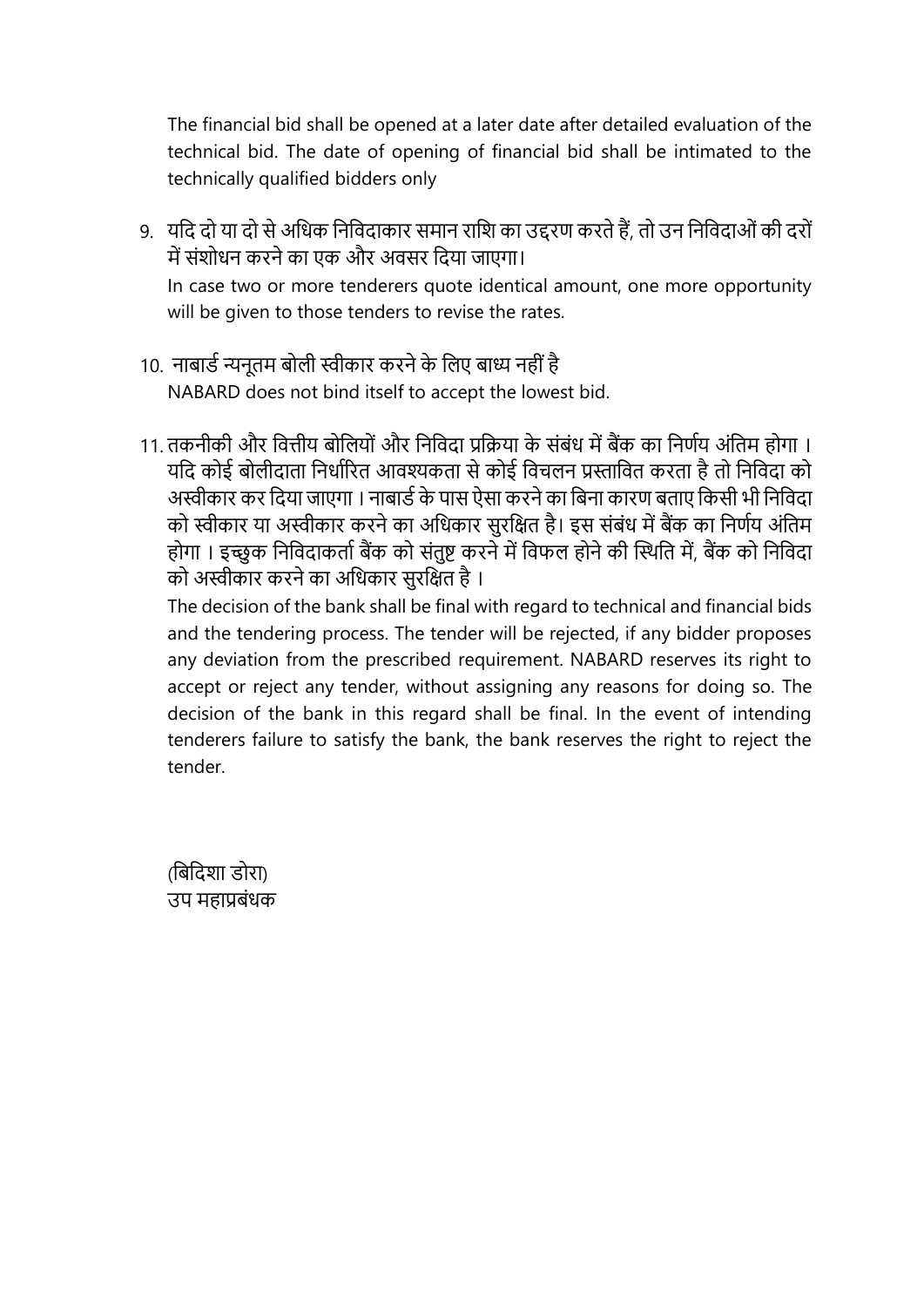The financial bid shall be opened at a later date after detailed evaluation of the technical bid. The date of opening of financial bid shall be intimated to the technically qualified bidders only

9. यदि दो या दो से अधिक निविदाकार समान राशि का उद्दरण करते हैं, तो उन निविदाओं की दरों में संशोधन करने का एक और अवसर दिया जाएगा।
   In case two or more tenderers quote identical amount, one more opportunity will be given to those tenders to revise the rates.

10. नाबार्ड न्यनूतम बोली स्वीकार करने के लिए बाध्य नहीं है
    NABARD does not bind itself to accept the lowest bid.

11. तकनीकी और वित्तीय बोलियों और निविदा प्रक्रिया के संबंध में बैंक का निर्णय अंतिम होगा । यदि कोई बोलीदाता निर्धारित आवश्यकता से कोई विचलन प्रस्तावित करता है तो निविदा को अस्वीकार कर दिया जाएगा । नाबार्ड के पास ऐसा करने का बिना कारण बताए किसी भी निविदा को स्वीकार या अस्वीकार करने का अधिकार सुरक्षित है। इस संबंध में बैंक का निर्णय अंतिम होगा । इच्छुक निविदाकर्ता बैंक को संतुष्ट करने में विफल होने की स्थिति में, बैंक को निविदा को अस्वीकार करने का अधिकार सुरक्षित है ।
    The decision of the bank shall be final with regard to technical and financial bids and the tendering process. The tender will be rejected, if any bidder proposes any deviation from the prescribed requirement. NABARD reserves its right to accept or reject any tender, without assigning any reasons for doing so. The decision of the bank in this regard shall be final. In the event of intending tenderers failure to satisfy the bank, the bank reserves the right to reject the tender.

(बिदिशा डोरा)
उप महाप्रबंधक